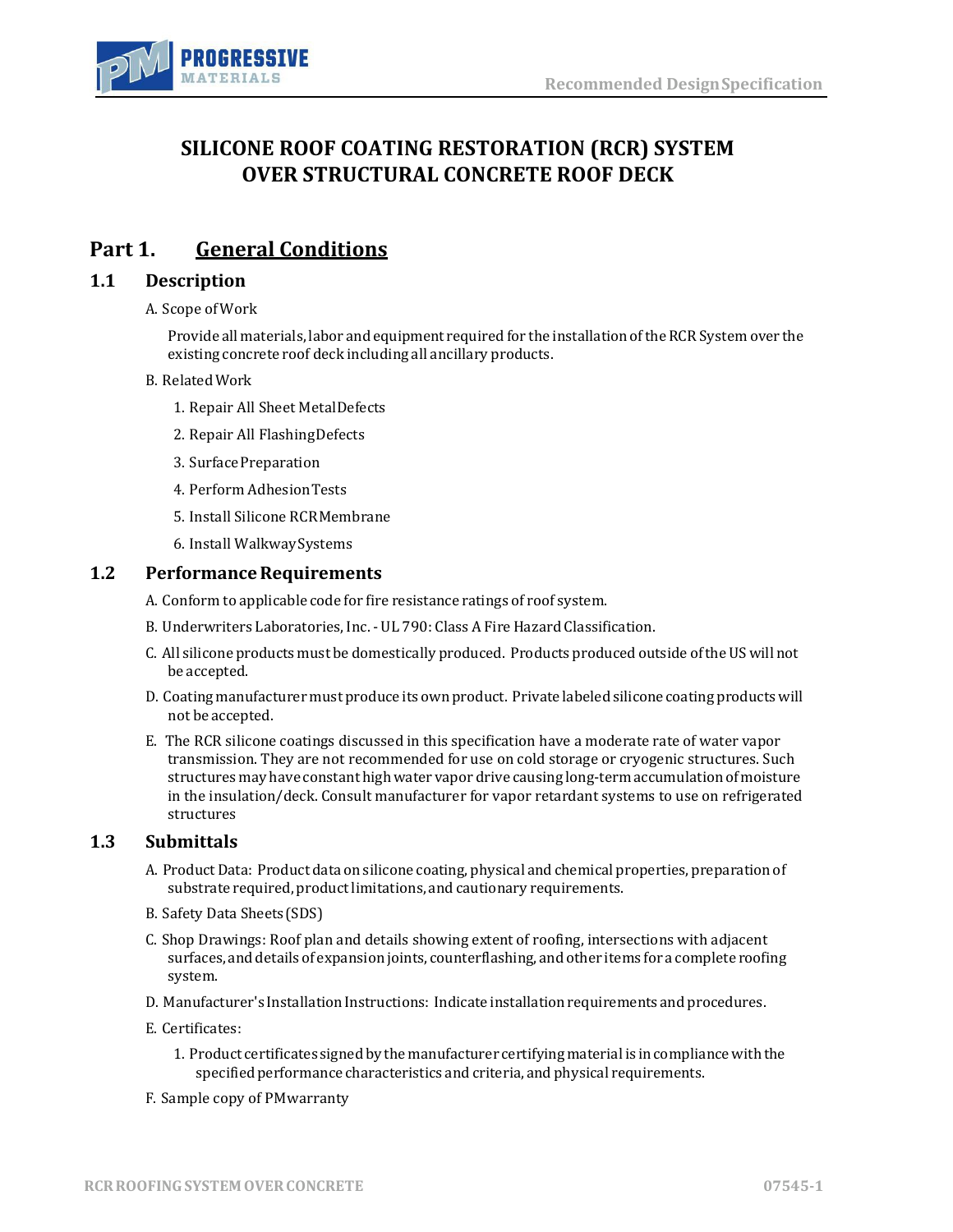# SILICONE ROOF COATING RESTORATION (RCR) SYSTEM OVER STRUCTURAL CONCRETE ROOF DECK

## Part 1. General Conditions

### 1.1 Description

A. Scope of Work

Provide all materials, labor and equipment required for the installation of the RCR System over the existing concrete roof deck including all ancillary products.

B. Related Work

1. Repair All Sheet Metal Defects
2. Repair All Flashing Defects
3. Surface Preparation
4. Perform Adhesion Tests
5. Install Silicone RCR Membrane
6. Install Walkway Systems

### 1.2 Performance Requirements

A. Conform to applicable code for fire resistance ratings of roof system.

B. Underwriters Laboratories, Inc. - UL 790: Class A Fire Hazard Classification.

C. All silicone products must be domestically produced. Products produced outside of the US will not be accepted.

D. Coating manufacturer must produce its own product. Private labeled silicone coating products will not be accepted.

E. The RCR silicone coatings discussed in this specification have a moderate rate of water vapor transmission. They are not recommended for use on cold storage or cryogenic structures. Such structures may have constant high water vapor drive causing long-term accumulation of moisture in the insulation/deck. Consult manufacturer for vapor retardant systems to use on refrigerated structures

### 1.3 Submittals

A. Product Data: Product data on silicone coating, physical and chemical properties, preparation of substrate required, product limitations, and cautionary requirements.

B. Safety Data Sheets (SDS)

C. Shop Drawings: Roof plan and details showing extent of roofing, intersections with adjacent surfaces, and details of expansion joints, counterflashing, and other items for a complete roofing system.

D. Manufacturer's Installation Instructions: Indicate installation requirements and procedures.

E. Certificates:

1. Product certificates signed by the manufacturer certifying material is in compliance with the specified performance characteristics and criteria, and physical requirements.

F. Sample copy of PM warranty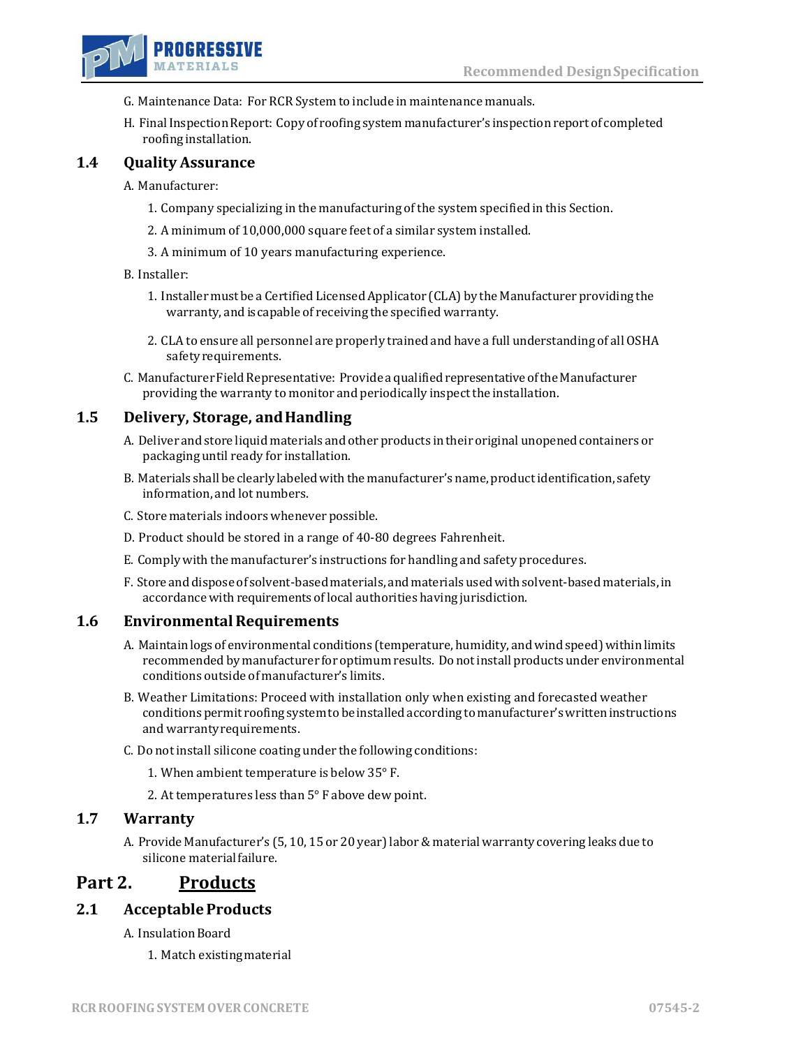G. Maintenance Data: For RCR System to include in maintenance manuals.

H. Final Inspection Report: Copy of roofing system manufacturer's inspection report of completed roofing installation.

## 1.4 Quality Assurance

A. Manufacturer:

1. Company specializing in the manufacturing of the system specified in this Section.
2. A minimum of 10,000,000 square feet of a similar system installed.
3. A minimum of 10 years manufacturing experience.

B. Installer:

1. Installer must be a Certified Licensed Applicator (CLA) by the Manufacturer providing the warranty, and is capable of receiving the specified warranty.
2. CLA to ensure all personnel are properly trained and have a full understanding of all OSHA safety requirements.

C. Manufacturer Field Representative: Provide a qualified representative of the Manufacturer providing the warranty to monitor and periodically inspect the installation.

## 1.5 Delivery, Storage, and Handling

A. Deliver and store liquid materials and other products in their original unopened containers or packaging until ready for installation.

B. Materials shall be clearly labeled with the manufacturer's name, product identification, safety information, and lot numbers.

C. Store materials indoors whenever possible.

D. Product should be stored in a range of 40-80 degrees Fahrenheit.

E. Comply with the manufacturer's instructions for handling and safety procedures.

F. Store and dispose of solvent-based materials, and materials used with solvent-based materials, in accordance with requirements of local authorities having jurisdiction.

## 1.6 Environmental Requirements

A. Maintain logs of environmental conditions (temperature, humidity, and wind speed) within limits recommended by manufacturer for optimum results. Do not install products under environmental conditions outside of manufacturer's limits.

B. Weather Limitations: Proceed with installation only when existing and forecasted weather conditions permit roofing system to be installed according to manufacturer's written instructions and warranty requirements.

C. Do not install silicone coating under the following conditions:

1. When ambient temperature is below 35° F.
2. At temperatures less than 5° F above dew point.

## 1.7 Warranty

A. Provide Manufacturer's (5, 10, 15 or 20 year) labor & material warranty covering leaks due to silicone material failure.

# Part 2. Products

## 2.1 Acceptable Products

A. Insulation Board

1. Match existing material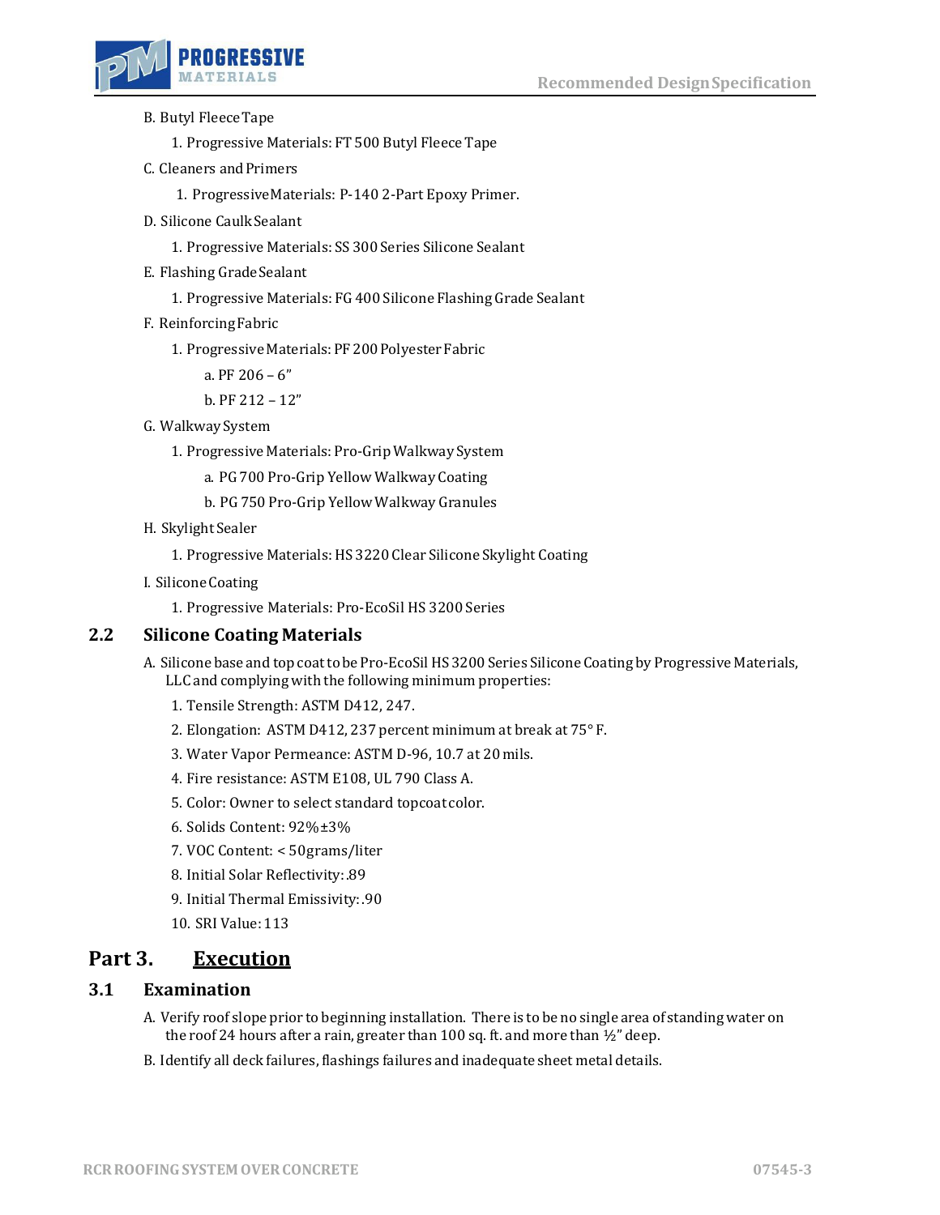B. Butyl Fleece Tape

1. Progressive Materials: FT 500 Butyl Fleece Tape

C. Cleaners and Primers

1. Progressive Materials: P-140 2-Part Epoxy Primer.

D. Silicone Caulk Sealant

1. Progressive Materials: SS 300 Series Silicone Sealant

E. Flashing Grade Sealant

1. Progressive Materials: FG 400 Silicone Flashing Grade Sealant

F. Reinforcing Fabric

1. Progressive Materials: PF 200 Polyester Fabric

   a. PF 206 – 6”

   b. PF 212 – 12”

G. Walkway System

1. Progressive Materials: Pro-Grip Walkway System

   a. PG 700 Pro-Grip Yellow Walkway Coating

   b. PG 750 Pro-Grip Yellow Walkway Granules

H. Skylight Sealer

1. Progressive Materials: HS 3220 Clear Silicone Skylight Coating

I. Silicone Coating

1. Progressive Materials: Pro-EcoSil HS 3200 Series

## 2.2 Silicone Coating Materials

A. Silicone base and top coat to be Pro-EcoSil HS 3200 Series Silicone Coating by Progressive Materials, LLC and complying with the following minimum properties:

1. Tensile Strength: ASTM D412, 247.
2. Elongation: ASTM D412, 237 percent minimum at break at 75° F.
3. Water Vapor Permeance: ASTM D-96, 10.7 at 20 mils.
4. Fire resistance: ASTM E108, UL 790 Class A.
5. Color: Owner to select standard topcoat color.
6. Solids Content: 92%±3%
7. VOC Content: < 50grams/liter
8. Initial Solar Reflectivity: .89
9. Initial Thermal Emissivity: .90
10. SRI Value: 113

# Part 3. Execution

## 3.1 Examination

A. Verify roof slope prior to beginning installation. There is to be no single area of standing water on the roof 24 hours after a rain, greater than 100 sq. ft. and more than ½” deep.

B. Identify all deck failures, flashings failures and inadequate sheet metal details.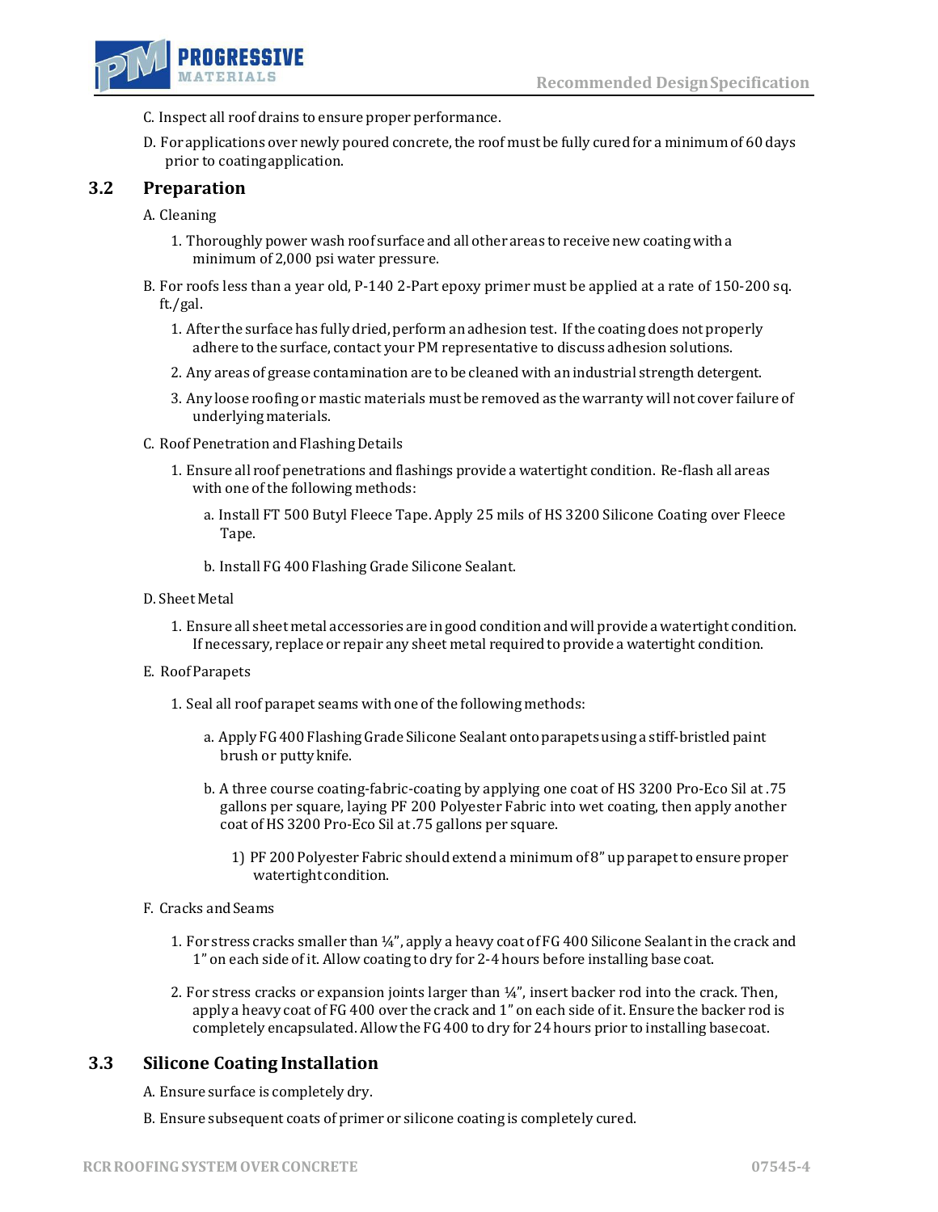C. Inspect all roof drains to ensure proper performance.

D. For applications over newly poured concrete, the roof must be fully cured for a minimum of 60 days prior to coating application.

## 3.2 Preparation

A. Cleaning

1. Thoroughly power wash roof surface and all other areas to receive new coating with a minimum of 2,000 psi water pressure.

B. For roofs less than a year old, P-140 2-Part epoxy primer must be applied at a rate of 150-200 sq. ft./gal.

1. After the surface has fully dried, perform an adhesion test. If the coating does not properly adhere to the surface, contact your PM representative to discuss adhesion solutions.
2. Any areas of grease contamination are to be cleaned with an industrial strength detergent.
3. Any loose roofing or mastic materials must be removed as the warranty will not cover failure of underlying materials.

C. Roof Penetration and Flashing Details

1. Ensure all roof penetrations and flashings provide a watertight condition. Re-flash all areas with one of the following methods:
   a. Install FT 500 Butyl Fleece Tape. Apply 25 mils of HS 3200 Silicone Coating over Fleece Tape.
   b. Install FG 400 Flashing Grade Silicone Sealant.

D. Sheet Metal

1. Ensure all sheet metal accessories are in good condition and will provide a watertight condition. If necessary, replace or repair any sheet metal required to provide a watertight condition.

E. Roof Parapets

1. Seal all roof parapet seams with one of the following methods:
   a. Apply FG 400 Flashing Grade Silicone Sealant onto parapets using a stiff-bristled paint brush or putty knife.
   b. A three course coating-fabric-coating by applying one coat of HS 3200 Pro-Eco Sil at .75 gallons per square, laying PF 200 Polyester Fabric into wet coating, then apply another coat of HS 3200 Pro-Eco Sil at .75 gallons per square.
      1) PF 200 Polyester Fabric should extend a minimum of 8" up parapet to ensure proper watertight condition.

F. Cracks and Seams

1. For stress cracks smaller than ¼", apply a heavy coat of FG 400 Silicone Sealant in the crack and 1" on each side of it. Allow coating to dry for 2-4 hours before installing base coat.
2. For stress cracks or expansion joints larger than ¼", insert backer rod into the crack. Then, apply a heavy coat of FG 400 over the crack and 1" on each side of it. Ensure the backer rod is completely encapsulated. Allow the FG 400 to dry for 24 hours prior to installing basecoat.

## 3.3 Silicone Coating Installation

A. Ensure surface is completely dry.

B. Ensure subsequent coats of primer or silicone coating is completely cured.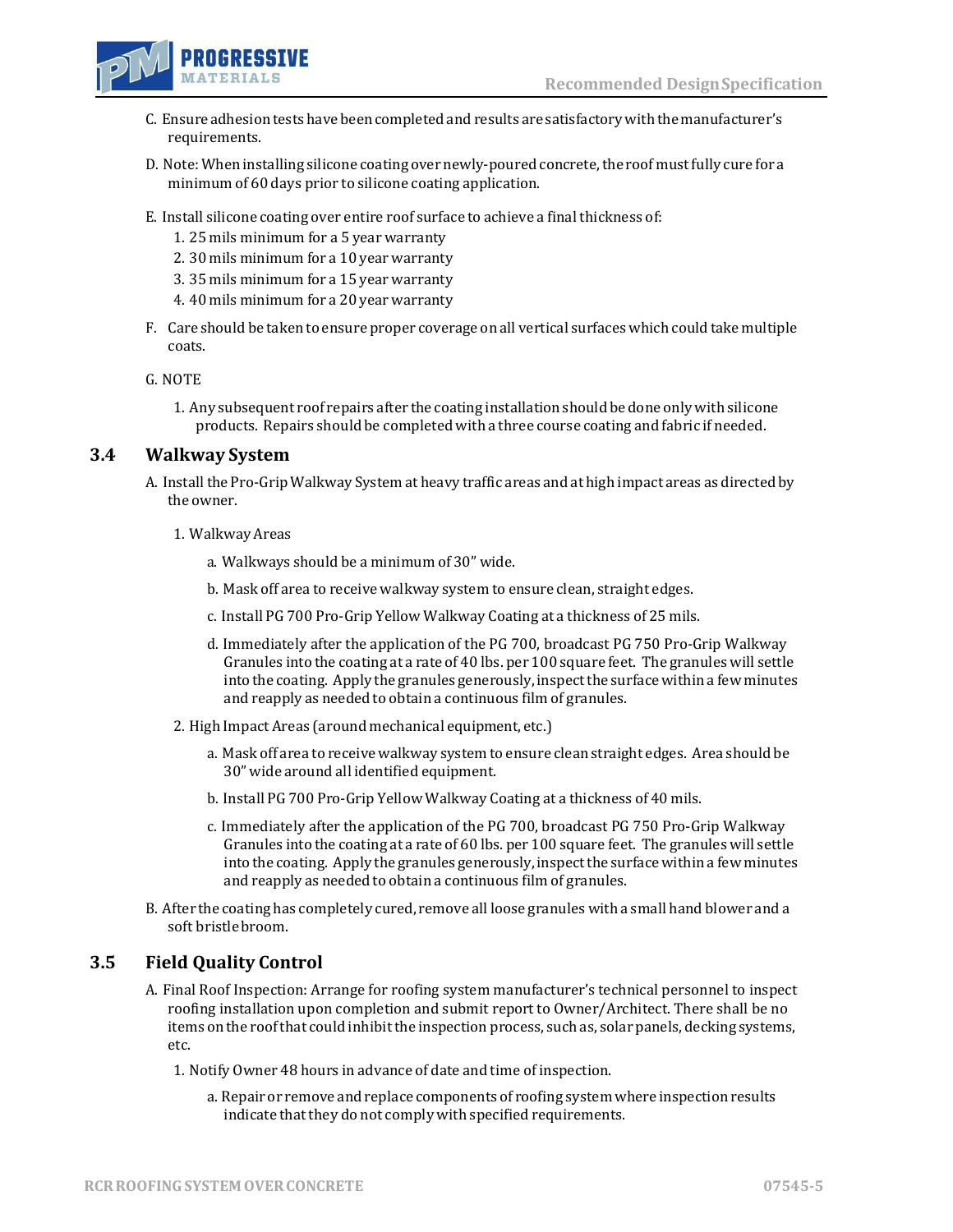C. Ensure adhesion tests have been completed and results are satisfactory with the manufacturer's requirements.

D. Note: When installing silicone coating over newly-poured concrete, the roof must fully cure for a minimum of 60 days prior to silicone coating application.

E. Install silicone coating over entire roof surface to achieve a final thickness of:

1. 25 mils minimum for a 5 year warranty
2. 30 mils minimum for a 10 year warranty
3. 35 mils minimum for a 15 year warranty
4. 40 mils minimum for a 20 year warranty

F. Care should be taken to ensure proper coverage on all vertical surfaces which could take multiple coats.

G. NOTE

1. Any subsequent roof repairs after the coating installation should be done only with silicone products. Repairs should be completed with a three course coating and fabric if needed.

## 3.4 Walkway System

A. Install the Pro-Grip Walkway System at heavy traffic areas and at high impact areas as directed by the owner.

1. Walkway Areas

   a. Walkways should be a minimum of 30" wide.

   b. Mask off area to receive walkway system to ensure clean, straight edges.

   c. Install PG 700 Pro-Grip Yellow Walkway Coating at a thickness of 25 mils.

   d. Immediately after the application of the PG 700, broadcast PG 750 Pro-Grip Walkway Granules into the coating at a rate of 40 lbs. per 100 square feet. The granules will settle into the coating. Apply the granules generously, inspect the surface within a few minutes and reapply as needed to obtain a continuous film of granules.

2. High Impact Areas (around mechanical equipment, etc.)

   a. Mask off area to receive walkway system to ensure clean straight edges. Area should be 30" wide around all identified equipment.

   b. Install PG 700 Pro-Grip Yellow Walkway Coating at a thickness of 40 mils.

   c. Immediately after the application of the PG 700, broadcast PG 750 Pro-Grip Walkway Granules into the coating at a rate of 60 lbs. per 100 square feet. The granules will settle into the coating. Apply the granules generously, inspect the surface within a few minutes and reapply as needed to obtain a continuous film of granules.

B. After the coating has completely cured, remove all loose granules with a small hand blower and a soft bristle broom.

## 3.5 Field Quality Control

A. Final Roof Inspection: Arrange for roofing system manufacturer's technical personnel to inspect roofing installation upon completion and submit report to Owner/Architect. There shall be no items on the roof that could inhibit the inspection process, such as, solar panels, decking systems, etc.

1. Notify Owner 48 hours in advance of date and time of inspection.

   a. Repair or remove and replace components of roofing system where inspection results indicate that they do not comply with specified requirements.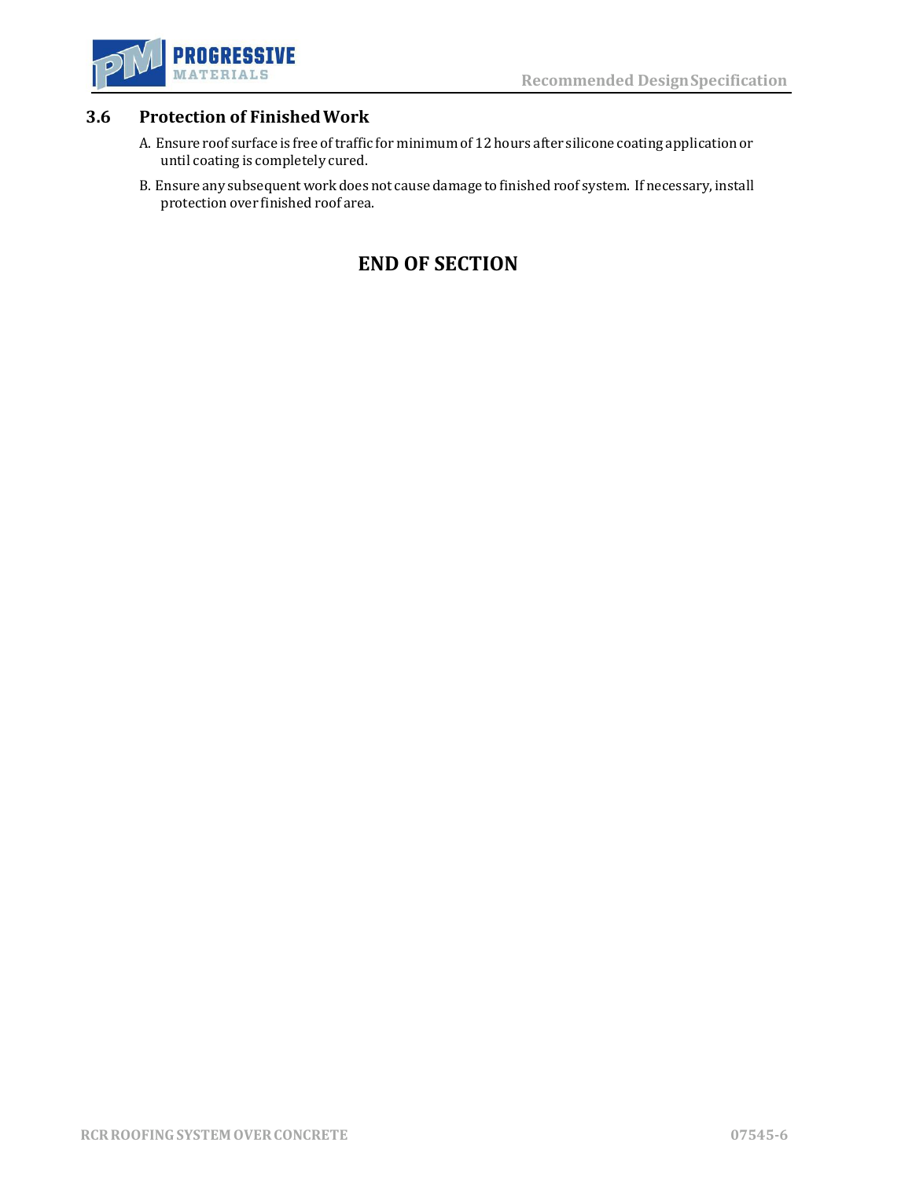## 3.6 Protection of Finished Work

A. Ensure roof surface is free of traffic for minimum of 12 hours after silicone coating application or until coating is completely cured.

B. Ensure any subsequent work does not cause damage to finished roof system. If necessary, install protection over finished roof area.

# END OF SECTION